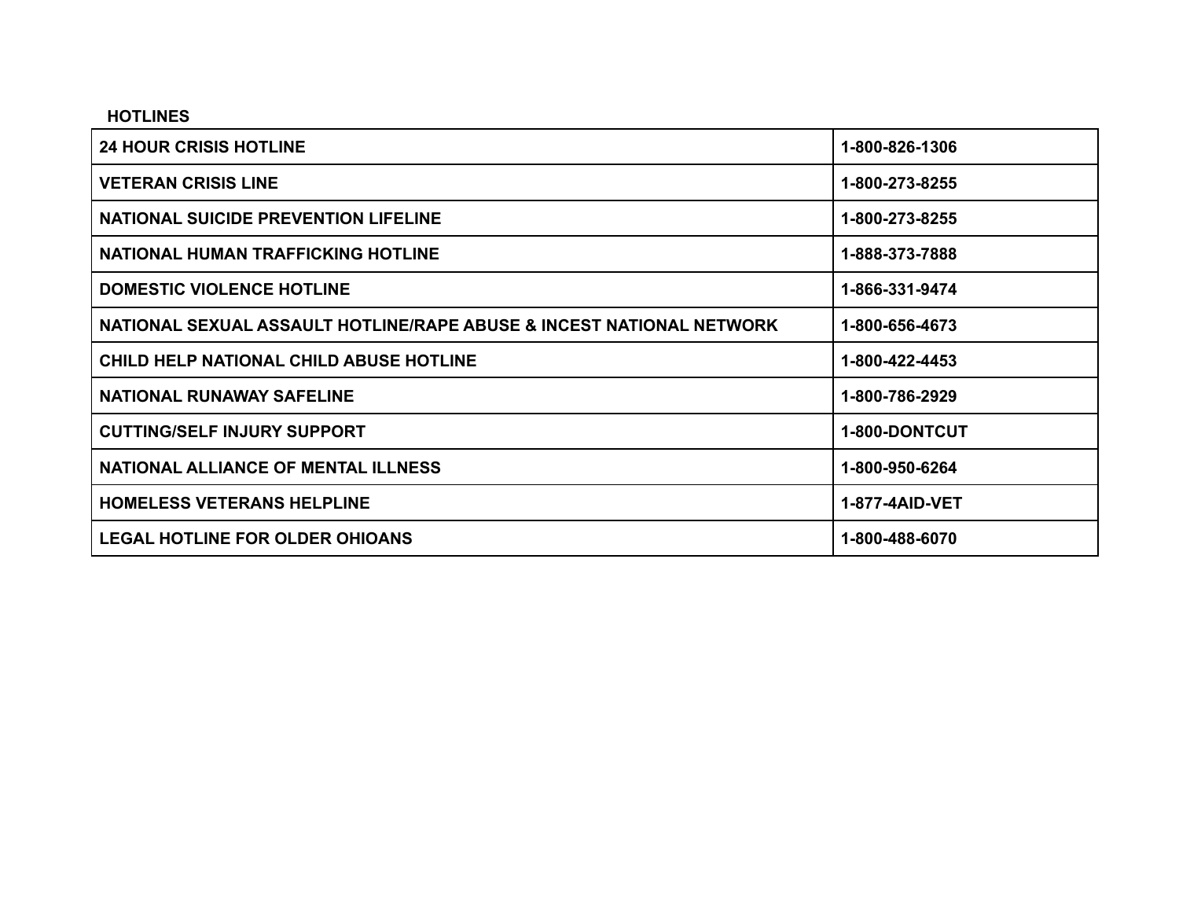**HOTLINES**

| 24 HOUR CRISIS HOTLINE | 1-800-826-1306 |
|---|---|
| VETERAN CRISIS LINE | 1-800-273-8255 |
| NATIONAL SUICIDE PREVENTION LIFELINE | 1-800-273-8255 |
| NATIONAL HUMAN TRAFFICKING HOTLINE | 1-888-373-7888 |
| DOMESTIC VIOLENCE HOTLINE | 1-866-331-9474 |
| NATIONAL SEXUAL ASSAULT HOTLINE/RAPE ABUSE & INCEST NATIONAL NETWORK | 1-800-656-4673 |
| CHILD HELP NATIONAL CHILD ABUSE HOTLINE | 1-800-422-4453 |
| NATIONAL RUNAWAY SAFELINE | 1-800-786-2929 |
| CUTTING/SELF INJURY SUPPORT | 1-800-DONTCUT |
| NATIONAL ALLIANCE OF MENTAL ILLNESS | 1-800-950-6264 |
| HOMELESS VETERANS HELPLINE | 1-877-4AID-VET |
| LEGAL HOTLINE FOR OLDER OHIOANS | 1-800-488-6070 |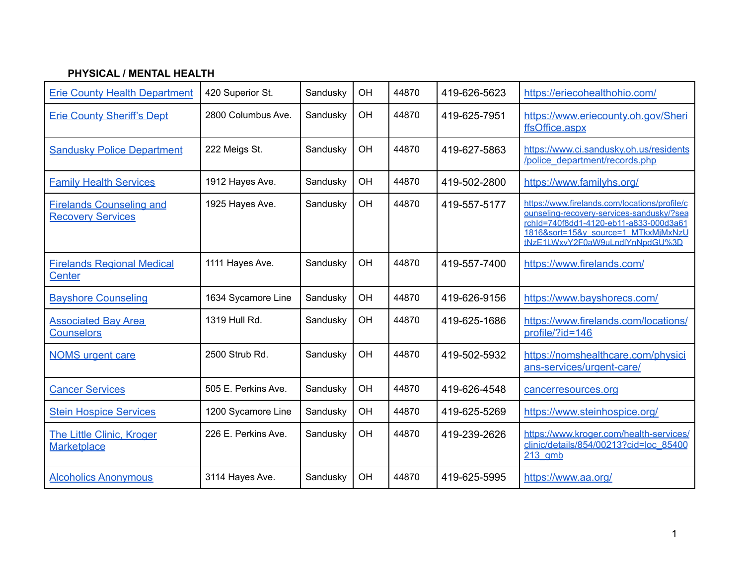**PHYSICAL / MENTAL HEALTH**

| | | | | | | |
|---|---|---|---|---|---|---|
| Erie County Health Department | 420 Superior St. | Sandusky | OH | 44870 | 419-626-5623 | https://eriecohealthohio.com/ |
| Erie County Sheriff's Dept | 2800 Columbus Ave. | Sandusky | OH | 44870 | 419-625-7951 | https://www.eriecounty.oh.gov/SheriffsOffice.aspx |
| Sandusky Police Department | 222 Meigs St. | Sandusky | OH | 44870 | 419-627-5863 | https://www.ci.sandusky.oh.us/residents/police_department/records.php |
| Family Health Services | 1912 Hayes Ave. | Sandusky | OH | 44870 | 419-502-2800 | https://www.familyhs.org/ |
| Firelands Counseling and Recovery Services | 1925 Hayes Ave. | Sandusky | OH | 44870 | 419-557-5177 | https://www.firelands.com/locations/profile/counseling-recovery-services-sandusky/?searchId=740f8dd1-4120-eb11-a833-000d3a611816&sort=15&y_source=1_MTkxMjMxNzUtNzE1LWxvY2F0aW9uLndlYnNpdGU%3D |
| Firelands Regional Medical Center | 1111 Hayes Ave. | Sandusky | OH | 44870 | 419-557-7400 | https://www.firelands.com/ |
| Bayshore Counseling | 1634 Sycamore Line | Sandusky | OH | 44870 | 419-626-9156 | https://www.bayshorecs.com/ |
| Associated Bay Area Counselors | 1319 Hull Rd. | Sandusky | OH | 44870 | 419-625-1686 | https://www.firelands.com/locations/profile/?id=146 |
| NOMS urgent care | 2500 Strub Rd. | Sandusky | OH | 44870 | 419-502-5932 | https://nomshealthcare.com/physicians-services/urgent-care/ |
| Cancer Services | 505 E. Perkins Ave. | Sandusky | OH | 44870 | 419-626-4548 | cancerresources.org |
| Stein Hospice Services | 1200 Sycamore Line | Sandusky | OH | 44870 | 419-625-5269 | https://www.steinhospice.org/ |
| The Little Clinic, Kroger Marketplace | 226 E. Perkins Ave. | Sandusky | OH | 44870 | 419-239-2626 | https://www.kroger.com/health-services/clinic/details/854/00213?cid=loc_85400213_gmb |
| Alcoholics Anonymous | 3114 Hayes Ave. | Sandusky | OH | 44870 | 419-625-5995 | https://www.aa.org/ |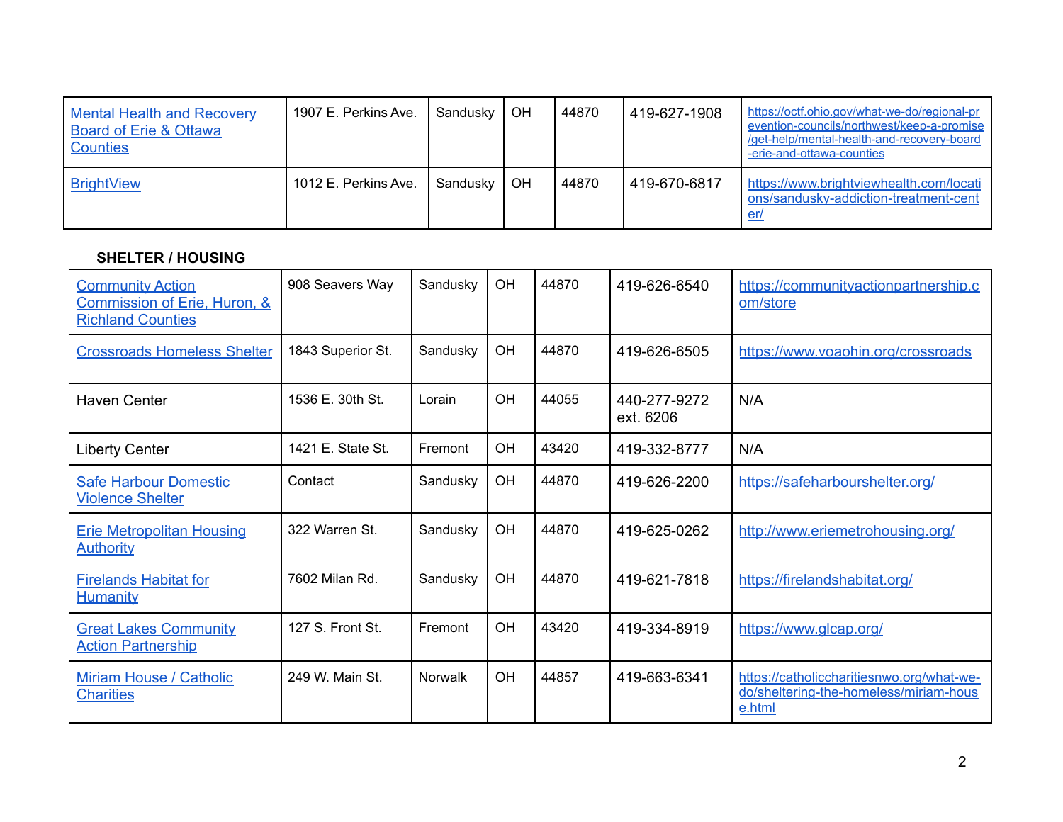| | | | | | | |
|---|---|---|---|---|---|---|
| Mental Health and Recovery Board of Erie & Ottawa Counties | 1907 E. Perkins Ave. | Sandusky | OH | 44870 | 419-627-1908 | https://octf.ohio.gov/what-we-do/regional-prevention-councils/northwest/keep-a-promise/get-help/mental-health-and-recovery-board-erie-and-ottawa-counties |
| BrightView | 1012 E. Perkins Ave. | Sandusky | OH | 44870 | 419-670-6817 | https://www.brightviewhealth.com/locations/sandusky-addiction-treatment-center/ |

**SHELTER / HOUSING**

| | | | | | | |
|---|---|---|---|---|---|---|
| Community Action Commission of Erie, Huron, & Richland Counties | 908 Seavers Way | Sandusky | OH | 44870 | 419-626-6540 | https://communityactionpartnership.com/store |
| Crossroads Homeless Shelter | 1843 Superior St. | Sandusky | OH | 44870 | 419-626-6505 | https://www.voaohin.org/crossroads |
| Haven Center | 1536 E. 30th St. | Lorain | OH | 44055 | 440-277-9272 ext. 6206 | N/A |
| Liberty Center | 1421 E. State St. | Fremont | OH | 43420 | 419-332-8777 | N/A |
| Safe Harbour Domestic Violence Shelter | Contact | Sandusky | OH | 44870 | 419-626-2200 | https://safeharbourshelter.org/ |
| Erie Metropolitan Housing Authority | 322 Warren St. | Sandusky | OH | 44870 | 419-625-0262 | http://www.eriemetrohousing.org/ |
| Firelands Habitat for Humanity | 7602 Milan Rd. | Sandusky | OH | 44870 | 419-621-7818 | https://firelandshabitat.org/ |
| Great Lakes Community Action Partnership | 127 S. Front St. | Fremont | OH | 43420 | 419-334-8919 | https://www.glcap.org/ |
| Miriam House / Catholic Charities | 249 W. Main St. | Norwalk | OH | 44857 | 419-663-6341 | https://catholiccharitiesnwo.org/what-we-do/sheltering-the-homeless/miriam-house.html |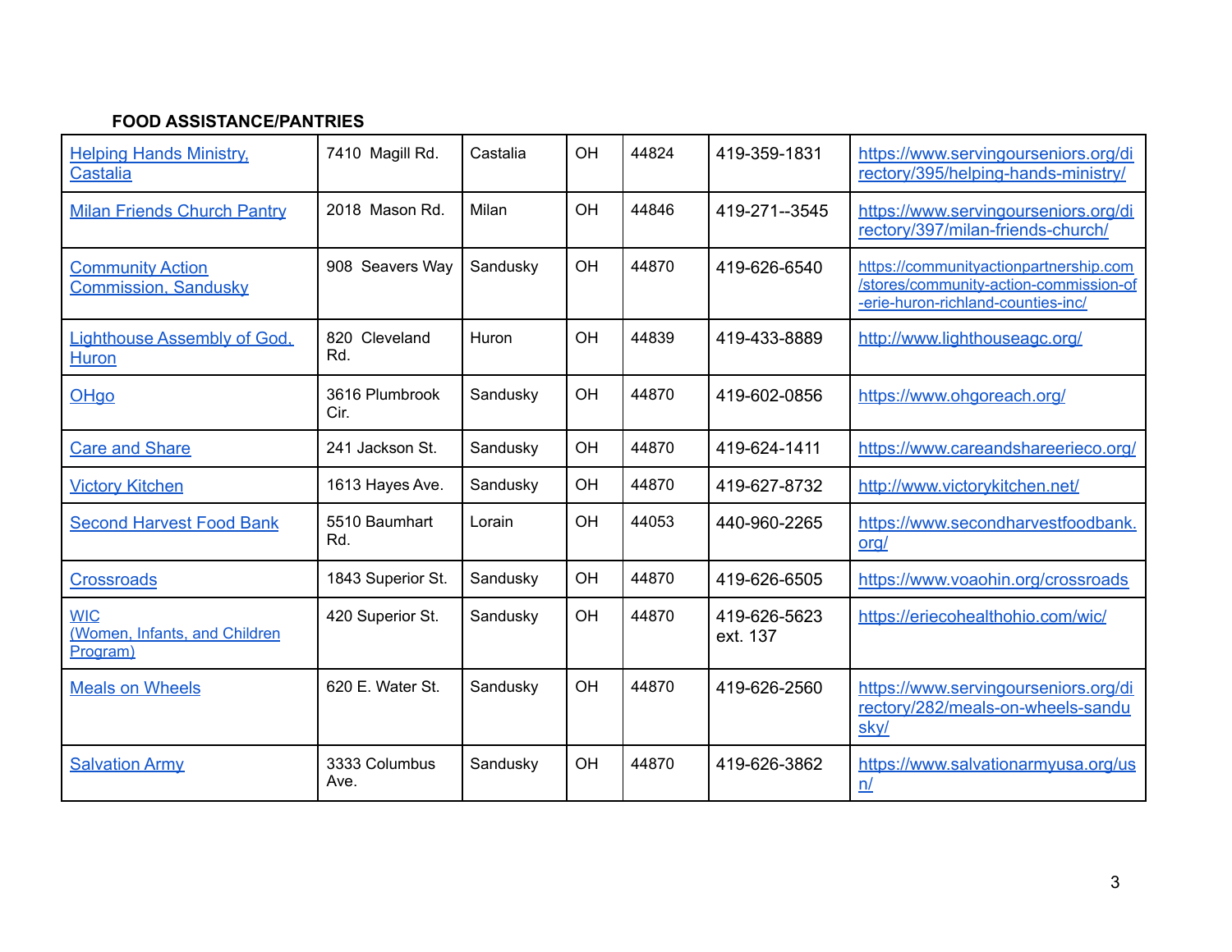**FOOD ASSISTANCE/PANTRIES**

| | | | | | | |
|---|---|---|---|---|---|---|
| Helping Hands Ministry, Castalia | 7410 Magill Rd. | Castalia | OH | 44824 | 419-359-1831 | https://www.servingourseniors.org/directory/395/helping-hands-ministry/ |
| Milan Friends Church Pantry | 2018 Mason Rd. | Milan | OH | 44846 | 419-271--3545 | https://www.servingourseniors.org/directory/397/milan-friends-church/ |
| Community Action Commission, Sandusky | 908 Seavers Way | Sandusky | OH | 44870 | 419-626-6540 | https://communityactionpartnership.com/stores/community-action-commission-of-erie-huron-richland-counties-inc/ |
| Lighthouse Assembly of God, Huron | 820 Cleveland Rd. | Huron | OH | 44839 | 419-433-8889 | http://www.lighthouseagc.org/ |
| OHgo | 3616 Plumbrook Cir. | Sandusky | OH | 44870 | 419-602-0856 | https://www.ohgoreach.org/ |
| Care and Share | 241 Jackson St. | Sandusky | OH | 44870 | 419-624-1411 | https://www.careandshareerieco.org/ |
| Victory Kitchen | 1613 Hayes Ave. | Sandusky | OH | 44870 | 419-627-8732 | http://www.victorykitchen.net/ |
| Second Harvest Food Bank | 5510 Baumhart Rd. | Lorain | OH | 44053 | 440-960-2265 | https://www.secondharvestfoodbank.org/ |
| Crossroads | 1843 Superior St. | Sandusky | OH | 44870 | 419-626-6505 | https://www.voaohin.org/crossroads |
| WIC (Women, Infants, and Children Program) | 420 Superior St. | Sandusky | OH | 44870 | 419-626-5623 ext. 137 | https://eriecohealthohio.com/wic/ |
| Meals on Wheels | 620 E. Water St. | Sandusky | OH | 44870 | 419-626-2560 | https://www.servingourseniors.org/directory/282/meals-on-wheels-sandusky/ |
| Salvation Army | 3333 Columbus Ave. | Sandusky | OH | 44870 | 419-626-3862 | https://www.salvationarmyusa.org/usn/ |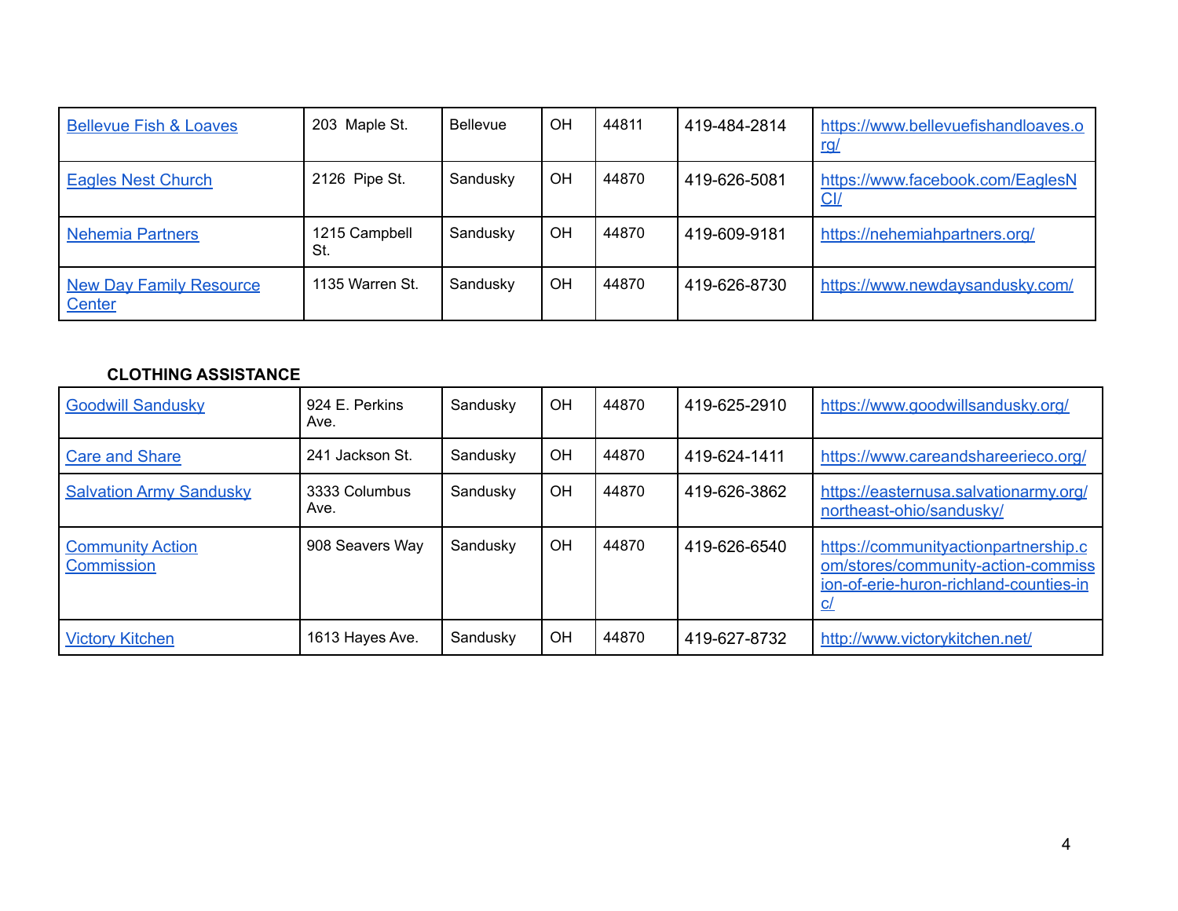| | | | | | | |
|---|---|---|---|---|---|---|
| Bellevue Fish & Loaves | 203  Maple St. | Bellevue | OH | 44811 | 419-484-2814 | https://www.bellevuefishandloaves.org/ |
| Eagles Nest Church | 2126  Pipe St. | Sandusky | OH | 44870 | 419-626-5081 | https://www.facebook.com/EaglesNCI/ |
| Nehemia Partners | 1215 Campbell St. | Sandusky | OH | 44870 | 419-609-9181 | https://nehemiahpartners.org/ |
| New Day Family Resource Center | 1135 Warren St. | Sandusky | OH | 44870 | 419-626-8730 | https://www.newdaysandusky.com/ |

**CLOTHING ASSISTANCE**

| | | | | | | |
|---|---|---|---|---|---|---|
| Goodwill Sandusky | 924 E. Perkins Ave. | Sandusky | OH | 44870 | 419-625-2910 | https://www.goodwillsandusky.org/ |
| Care and Share | 241 Jackson St. | Sandusky | OH | 44870 | 419-624-1411 | https://www.careandshareerieco.org/ |
| Salvation Army Sandusky | 3333 Columbus Ave. | Sandusky | OH | 44870 | 419-626-3862 | https://easternusa.salvationarmy.org/northeast-ohio/sandusky/ |
| Community Action Commission | 908 Seavers Way | Sandusky | OH | 44870 | 419-626-6540 | https://communityactionpartnership.com/stores/community-action-commission-of-erie-huron-richland-counties-inc/ |
| Victory Kitchen | 1613 Hayes Ave. | Sandusky | OH | 44870 | 419-627-8732 | http://www.victorykitchen.net/ |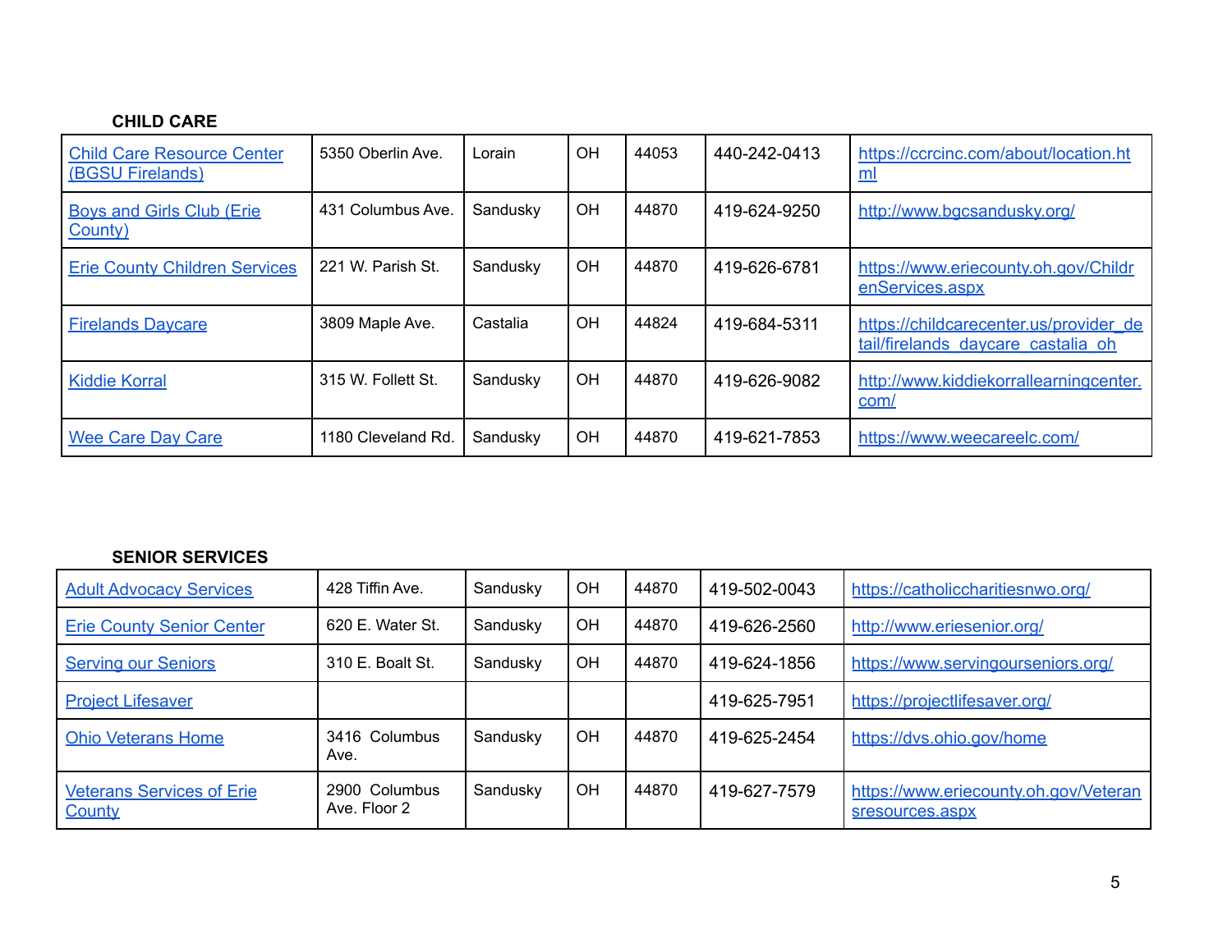### CHILD CARE

| | | | | | | |
|---|---|---|---|---|---|---|
| Child Care Resource Center (BGSU Firelands) | 5350 Oberlin Ave. | Lorain | OH | 44053 | 440-242-0413 | https://ccrcinc.com/about/location.html |
| Boys and Girls Club (Erie County) | 431 Columbus Ave. | Sandusky | OH | 44870 | 419-624-9250 | http://www.bgcsandusky.org/ |
| Erie County Children Services | 221 W. Parish St. | Sandusky | OH | 44870 | 419-626-6781 | https://www.eriecounty.oh.gov/ChildrenServices.aspx |
| Firelands Daycare | 3809 Maple Ave. | Castalia | OH | 44824 | 419-684-5311 | https://childcarecenter.us/provider_detail/firelands_daycare_castalia_oh |
| Kiddie Korral | 315 W. Follett St. | Sandusky | OH | 44870 | 419-626-9082 | http://www.kiddiekorrallearningcenter.com/ |
| Wee Care Day Care | 1180 Cleveland Rd. | Sandusky | OH | 44870 | 419-621-7853 | https://www.weecareelc.com/ |

### SENIOR SERVICES

| | | | | | | |
|---|---|---|---|---|---|---|
| Adult Advocacy Services | 428 Tiffin Ave. | Sandusky | OH | 44870 | 419-502-0043 | https://catholiccharitiesnwo.org/ |
| Erie County Senior Center | 620 E. Water St. | Sandusky | OH | 44870 | 419-626-2560 | http://www.eriesenior.org/ |
| Serving our Seniors | 310 E. Boalt St. | Sandusky | OH | 44870 | 419-624-1856 | https://www.servingourseniors.org/ |
| Project Lifesaver | | | | | 419-625-7951 | https://projectlifesaver.org/ |
| Ohio Veterans Home | 3416 Columbus Ave. | Sandusky | OH | 44870 | 419-625-2454 | https://dvs.ohio.gov/home |
| Veterans Services of Erie County | 2900 Columbus Ave. Floor 2 | Sandusky | OH | 44870 | 419-627-7579 | https://www.eriecounty.oh.gov/Veteransresources.aspx |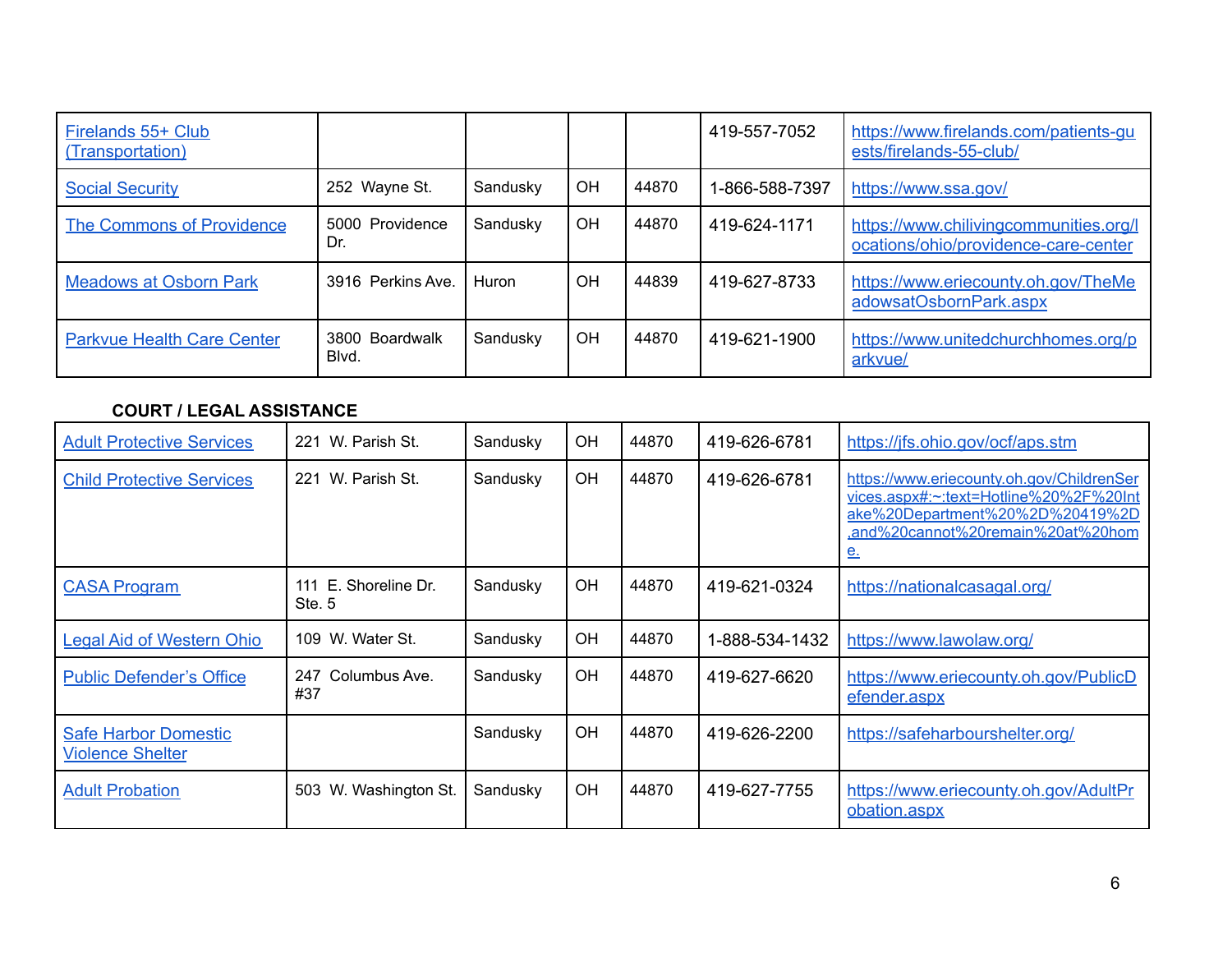| | | | | | | |
|---|---|---|---|---|---|---|
| Firelands 55+ Club (Transportation) | | | | | 419-557-7052 | https://www.firelands.com/patients-guests/firelands-55-club/ |
| Social Security | 252 Wayne St. | Sandusky | OH | 44870 | 1-866-588-7397 | https://www.ssa.gov/ |
| The Commons of Providence | 5000 Providence Dr. | Sandusky | OH | 44870 | 419-624-1171 | https://www.chilivingcommunities.org/locations/ohio/providence-care-center |
| Meadows at Osborn Park | 3916 Perkins Ave. | Huron | OH | 44839 | 419-627-8733 | https://www.eriecounty.oh.gov/TheMeadowsatOsbornPark.aspx |
| Parkvue Health Care Center | 3800 Boardwalk Blvd. | Sandusky | OH | 44870 | 419-621-1900 | https://www.unitedchurchhomes.org/parkvue/ |

**COURT / LEGAL ASSISTANCE**

| | | | | | | |
|---|---|---|---|---|---|---|
| Adult Protective Services | 221 W. Parish St. | Sandusky | OH | 44870 | 419-626-6781 | https://jfs.ohio.gov/ocf/aps.stm |
| Child Protective Services | 221 W. Parish St. | Sandusky | OH | 44870 | 419-626-6781 | https://www.eriecounty.oh.gov/ChildrenServices.aspx#:~:text=Hotline%20%2F%20Intake%20Department%20%2D%20419%2D.and%20cannot%20remain%20at%20home. |
| CASA Program | 111 E. Shoreline Dr. Ste. 5 | Sandusky | OH | 44870 | 419-621-0324 | https://nationalcasagal.org/ |
| Legal Aid of Western Ohio | 109 W. Water St. | Sandusky | OH | 44870 | 1-888-534-1432 | https://www.lawolaw.org/ |
| Public Defender's Office | 247 Columbus Ave. #37 | Sandusky | OH | 44870 | 419-627-6620 | https://www.eriecounty.oh.gov/PublicDefender.aspx |
| Safe Harbor Domestic Violence Shelter | | Sandusky | OH | 44870 | 419-626-2200 | https://safeharbourshelter.org/ |
| Adult Probation | 503 W. Washington St. | Sandusky | OH | 44870 | 419-627-7755 | https://www.eriecounty.oh.gov/AdultProbation.aspx |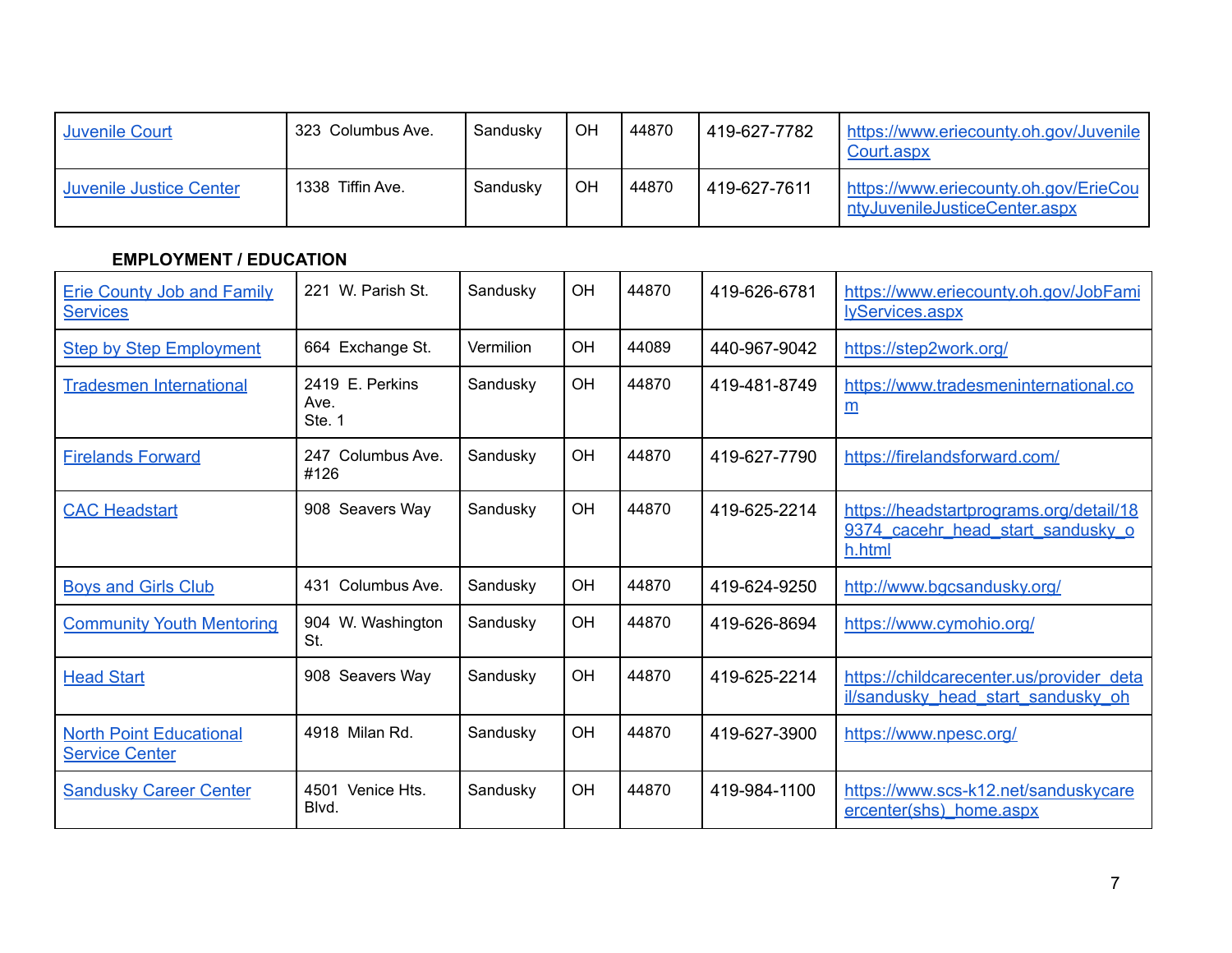| Juvenile Court | 323 Columbus Ave. | Sandusky | OH | 44870 | 419-627-7782 | https://www.eriecounty.oh.gov/JuvenileCourt.aspx |
|---|---|---|---|---|---|---|
| Juvenile Justice Center | 1338 Tiffin Ave. | Sandusky | OH | 44870 | 419-627-7611 | https://www.eriecounty.oh.gov/ErieCountyJuvenileJusticeCenter.aspx |

**EMPLOYMENT / EDUCATION**

| Erie County Job and Family Services | 221 W. Parish St. | Sandusky | OH | 44870 | 419-626-6781 | https://www.eriecounty.oh.gov/JobFamilyServices.aspx |
|---|---|---|---|---|---|---|
| Step by Step Employment | 664 Exchange St. | Vermilion | OH | 44089 | 440-967-9042 | https://step2work.org/ |
| Tradesmen International | 2419 E. Perkins Ave. Ste. 1 | Sandusky | OH | 44870 | 419-481-8749 | https://www.tradesmeninternational.com |
| Firelands Forward | 247 Columbus Ave. #126 | Sandusky | OH | 44870 | 419-627-7790 | https://firelandsforward.com/ |
| CAC Headstart | 908 Seavers Way | Sandusky | OH | 44870 | 419-625-2214 | https://headstartprograms.org/detail/189374_cacehr_head_start_sandusky_oh.html |
| Boys and Girls Club | 431 Columbus Ave. | Sandusky | OH | 44870 | 419-624-9250 | http://www.bgcsandusky.org/ |
| Community Youth Mentoring | 904 W. Washington St. | Sandusky | OH | 44870 | 419-626-8694 | https://www.cymohio.org/ |
| Head Start | 908 Seavers Way | Sandusky | OH | 44870 | 419-625-2214 | https://childcarecenter.us/provider_detail/sandusky_head_start_sandusky_oh |
| North Point Educational Service Center | 4918 Milan Rd. | Sandusky | OH | 44870 | 419-627-3900 | https://www.npesc.org/ |
| Sandusky Career Center | 4501 Venice Hts. Blvd. | Sandusky | OH | 44870 | 419-984-1100 | https://www.scs-k12.net/sanduskycareercenter(shs)_home.aspx |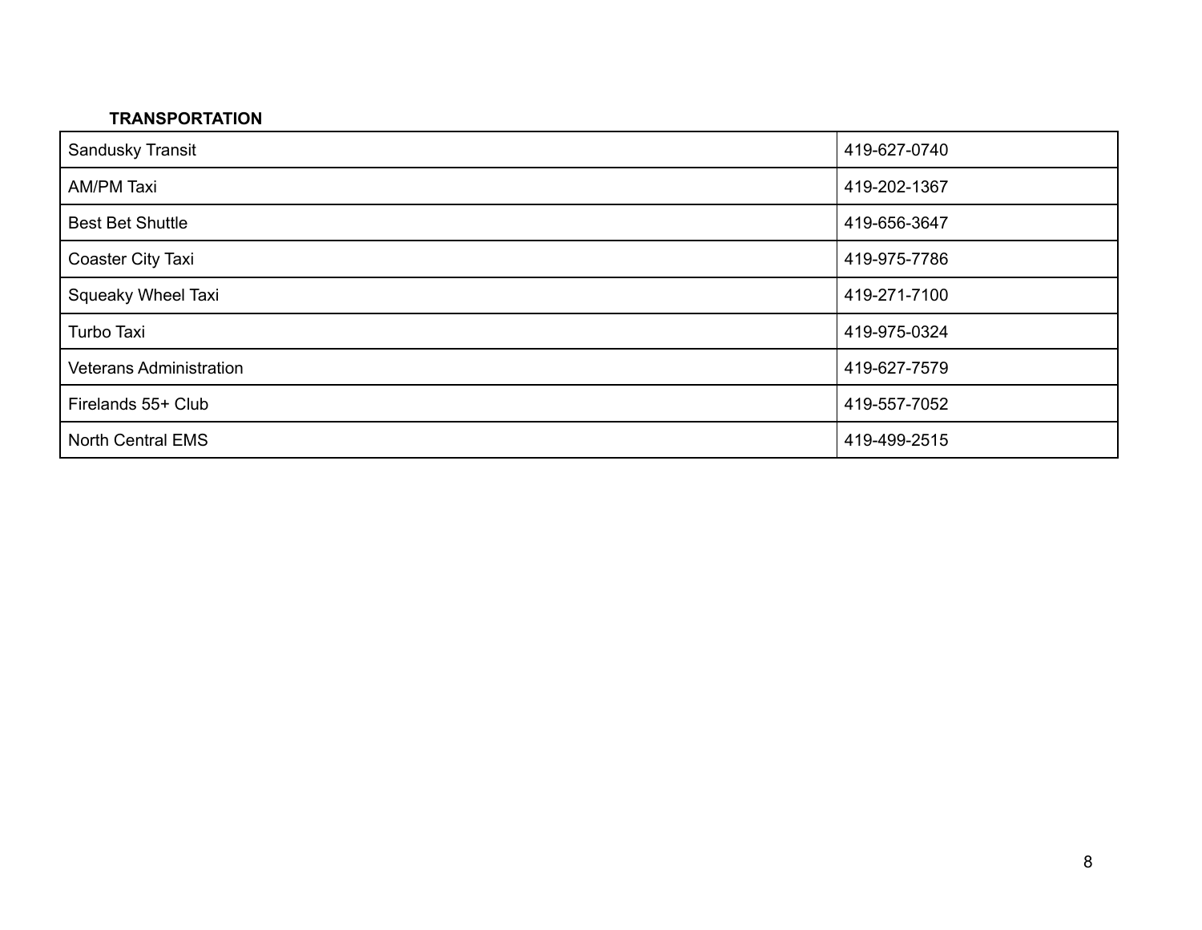**TRANSPORTATION**

| | |
|---|---|
| Sandusky Transit | 419-627-0740 |
| AM/PM Taxi | 419-202-1367 |
| Best Bet Shuttle | 419-656-3647 |
| Coaster City Taxi | 419-975-7786 |
| Squeaky Wheel Taxi | 419-271-7100 |
| Turbo Taxi | 419-975-0324 |
| Veterans Administration | 419-627-7579 |
| Firelands 55+ Club | 419-557-7052 |
| North Central EMS | 419-499-2515 |